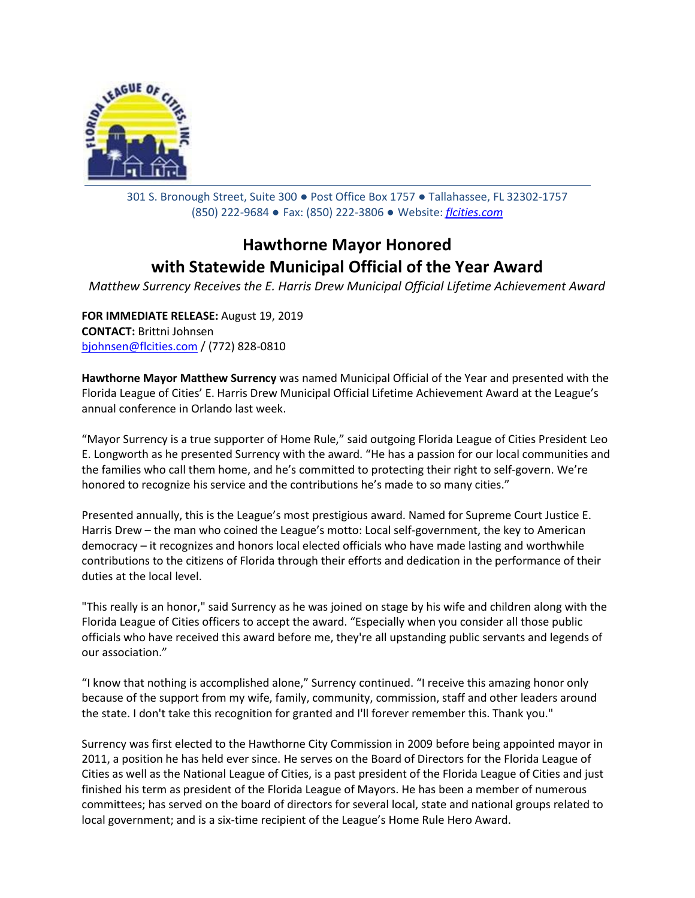301 S. Bronough Street, Suite 300 ● Post Office Box 1757 ● Tallahassee, FL 32302-1757
(850) 222-9684 ● Fax: (850) 222-3806 ● Website: [flcities.com](flcities.com)

# Hawthorne Mayor Honored with Statewide Municipal Official of the Year Award

*Matthew Surrency Receives the E. Harris Drew Municipal Official Lifetime Achievement Award*

**FOR IMMEDIATE RELEASE:** August 19, 2019
**CONTACT:** Brittni Johnsen
bjohnsen@flcities.com / (772) 828-0810

**Hawthorne Mayor Matthew Surrency** was named Municipal Official of the Year and presented with the Florida League of Cities' E. Harris Drew Municipal Official Lifetime Achievement Award at the League's annual conference in Orlando last week.

"Mayor Surrency is a true supporter of Home Rule," said outgoing Florida League of Cities President Leo E. Longworth as he presented Surrency with the award. "He has a passion for our local communities and the families who call them home, and he's committed to protecting their right to self-govern. We're honored to recognize his service and the contributions he's made to so many cities."

Presented annually, this is the League's most prestigious award. Named for Supreme Court Justice E. Harris Drew – the man who coined the League's motto: Local self-government, the key to American democracy – it recognizes and honors local elected officials who have made lasting and worthwhile contributions to the citizens of Florida through their efforts and dedication in the performance of their duties at the local level.

"This really is an honor," said Surrency as he was joined on stage by his wife and children along with the Florida League of Cities officers to accept the award. "Especially when you consider all those public officials who have received this award before me, they're all upstanding public servants and legends of our association."

"I know that nothing is accomplished alone," Surrency continued. "I receive this amazing honor only because of the support from my wife, family, community, commission, staff and other leaders around the state. I don't take this recognition for granted and I'll forever remember this. Thank you."

Surrency was first elected to the Hawthorne City Commission in 2009 before being appointed mayor in 2011, a position he has held ever since. He serves on the Board of Directors for the Florida League of Cities as well as the National League of Cities, is a past president of the Florida League of Cities and just finished his term as president of the Florida League of Mayors. He has been a member of numerous committees; has served on the board of directors for several local, state and national groups related to local government; and is a six-time recipient of the League's Home Rule Hero Award.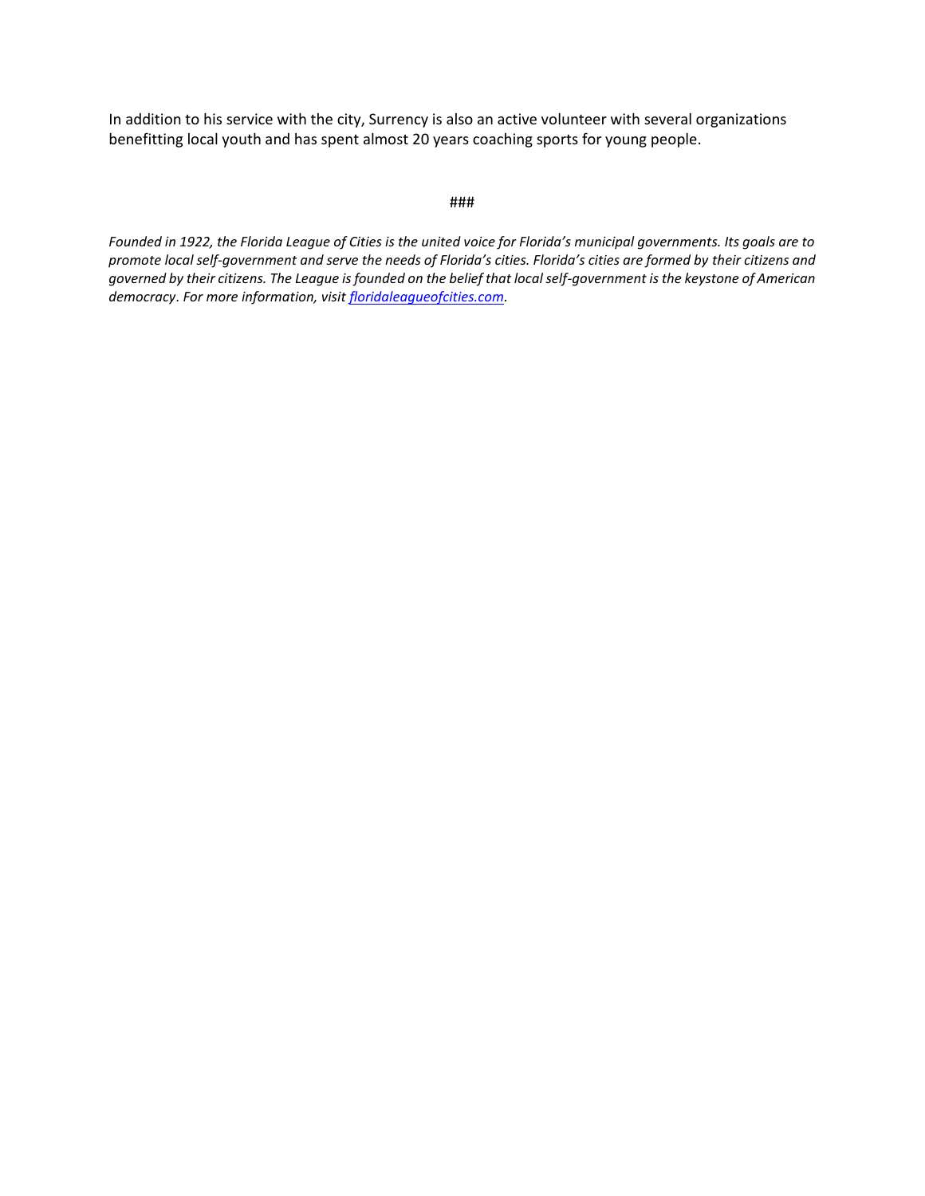In addition to his service with the city, Surrency is also an active volunteer with several organizations benefitting local youth and has spent almost 20 years coaching sports for young people.

###

*Founded in 1922, the Florida League of Cities is the united voice for Florida's municipal governments. Its goals are to promote local self-government and serve the needs of Florida's cities. Florida's cities are formed by their citizens and governed by their citizens. The League is founded on the belief that local self-government is the keystone of American democracy. For more information, visit [floridaleagueofcities.com](floridaleagueofcities.com).*